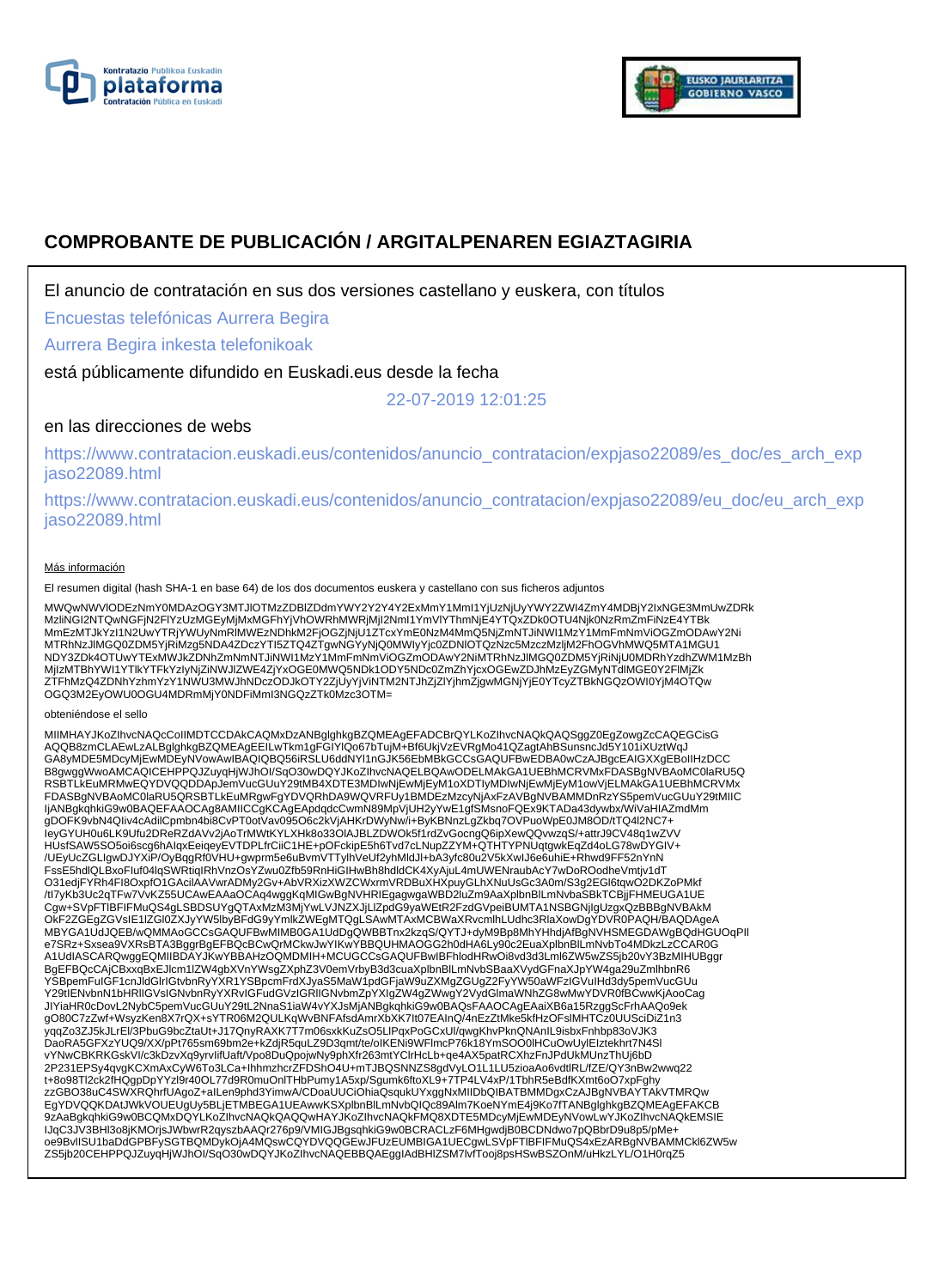# COMPROBANTE DE PUBLICACIÓN / ARGITALPENAREN EGIAZTAGIRIA

El anuncio de contratación en sus dos versiones castellano y euskera, con títulos

Encuestas telefónicas Aurrera Begira

Aurrera Begira inkesta telefonikoak

está públicamente difundido en Euskadi.eus desde la fecha

22-07-2019 12:01:25

en las direcciones de webs

https://www.contratacion.euskadi.eus/contenidos/anuncio_contratacion/expjaso22089/es_doc/es_arch_expjaso22089.html

https://www.contratacion.euskadi.eus/contenidos/anuncio_contratacion/expjaso22089/eu_doc/eu_arch_expjaso22089.html

Más información

El resumen digital (hash SHA-1 en base 64) de los dos documentos euskera y castellano con sus ficheros adjuntos

MWQwNWVlODEzNmY0MDAzOGY3MTJlOTMzZDBlZDdmYWY2Y2Y4Y2ExMmY1MmI1YjUzNjUyYWY2ZWI4ZmY4MDBjY2IxNGE3MmUwZDRkMzliNGI2NTQwNGFjN2FlYzUzMGEyMjMxMGFhYjVhOWRhMWRjMjI2NmI1YmVlYThmNjE4YTQxZDk0OTU4Njk0NzRmZmFiNzE4YTBkMmEzMTJkYzI1N2UwYTRjYWUyNmRlMWEzNDhkM2FjOGZjNjU1ZTcxYmE0NzM4MmQ5NjZmNTJiNWI1MzY1MmFmNmViOGZmODAwY2NiMTRhNzJlMGQ0ZDM5YjRiMzg5NDA4ZDczYTI5ZTQ4ZTgwNGYyNjQ0MWIyYjc0ZDNlOTQzNzc5MzczMzljM2FhOGVhMWQ5MTA1MGU1NDY3ZDk4OTUwYTExMWJkZDNhZmNmNTJiNWI1MzY1MmFmNmViOGZmODAwY2NiMTRhNzJlMGQ0ZDM5YjRiNjU0MDRhYzdhZWM1MzBhMjlzMTBhYWI1YTlkYTFkYzlyNjZiNWJlZWE4ZjYxOGE0MWQ5NDk1ODY5NDc0ZmZhYjcxOGEwZDJhMzEyZGMyNTdlMGE0Y2FlMjZkZTFhMzQ4ZDNhYzhmYzY1NWU3MWJhNDczODJkOTY2ZjUyYjViNTM2NTJhZjZlYjhmZjgwMGNjYjE0YTcyZTBkNGQzOWI0YjM4OTQwOGQ3M2EyOWU0OGU4MDRmMjY0NDFiMmI3NGQzZTk0Mzc3OTM=

obteniéndose el sello

MIIMHAYJKoZIhvcNAQcCoIIMDTCCDAkCAQMxDzANBglghkgBZQMEAgEFADCBrQYLKoZIhvcNAQkQAQSggZ0EgZowgZcCAQEGCisGAQQB8zmCLAEwLzALBglghkgBZQMEAgEEILwTkm1gFGIYlQo67bTujM+Bf6UkjVzEVRgMo41QZagtAhBSunsncJd5Y101iXUztWqJGA8yMDE5MDcyMjEwMDEyNVowAwIBAQIQBQ56iRSLU6ddNYl1nGJK56EbMBkGCCsGAQUFBwEDBA0wCzAJBgcEAIGXXgEBoIIHzDCCB8gwggWwoAMCAQICEHPPQJZuyqHjWJhOl/SqO30wDQYJKoZIhvcNAQELBQAwODELMAkGA1UEBhMCRVMxFDASBgNVBAoMC0laRU5QRSBTLkEuMRMwEQYDVQQDDApJemVucGUuY29tMB4XDTE3MDIwNjEwMjEyM1oXDTIyMDIwNjEwMjEyM1owVjELMAkGA1UEBhMCRVMxFDASBgNVBAoMC0laRU5QRSBTLkEuMRgwFgYDVQRhDA9WQVRFUy1BMDEzMzcyNjAxFzAVBgNVBAMMDnRzYS5pemVucGUuY29tMIICIjANBgkqhkiG9w0BAQEFAAOCAg8AMIICCgKCAgEApdqdcCwmN89MpVjUH2yYwE1gfSMsnoFQEx9KTADa43dywbx/WiVaHIAZmdMmgDOFK9vbN4QIiv4cAdilCpmbn4bi8CvPT0otVav095O6c2kVjAHKrDWyNw/i+ByKBNnzLgZkbq7OVPuoWpE0JM8OD/tTQ4l2NC7+IeyGYUH0u6LK9Ufu2DReRZdAVv2jAoTrMWtKYLXHk8o33OlAJBLZDWOk5f1rdZvGocngQ6ipXewQQvwzqS/+attrJ9CV48q1wZVVHUsfSAW5SO5oi6scg6hAIqxEeiqeyEVTDPLfrCiiC1HE+pOFckipE5h6Tvd7cLNupZZYM+QTHTYPNUqtgwkEqZd4oLG78wDYGIV+/UEyUcZGLlgwDJYXiP/OyBqgRf0VHU+gwprm5e6uBvmVTTylhVeUf2yhMldJl+bA3yfc80u2V5kXwlJ6e6uhiE+Rhwd9FF52nYnNFssE5hdlQLBxoFluf04lqSWRtiqlRhVnzOsYZwu0Zfb59RnHiGIHwBh8hdldCK4XyAjuL4mUWENraubAcY7wDoROodheVmtjv1dTO31edjFYRh4FI8OxpfO1GAcilAAVwrADMy2Gv+AbVRXizXWZCWxrmVRDBuXHXpuyGLhXNuUsGc3A0m/S3g2EGl6tqwO2DKZoPMkf/tI7yKb3Uc2qTFw7VvKZ55UCAwEAAaOCAq4wggKqMIGwBgNVHRIEgagwgaWBD2luZm9AaXplbnBlLmNvbaSBkTCBjjFHMEUGA1UECgw+SVpFTlBFIFMuQS4gLSBDSUYgQTAxMzM3MjYwLVJNZXJjLlZpdG9yaWEtR2FzdGVpeiBUMTA1NSBGNjlgUzgxQzBBBgNVBAkMOkF2ZGEgZGVsIE1lZGl0ZXJyYW5lbyBFdG9yYmlkZWEgMTQgLSAwMTAxMCBWaXRvcmlhLUdhc3RlaXowDgYDVR0PAQH/BAQDAgeAMBYGA1UdJQEB/wQMMAoGCCsGAQUFBwMIMB0GA1UdDgQWBBTnx2kzqS/QYTJ+dyM9Bp8MhYHhdjAfBgNVHSMEGDAWgBQdHGUOqPlle7SRz+Sxsea9VXRsBTA3BggrBgEFBQcBCwQrMCkwJwYIKwYBBQUHMAOGG2h0dHA6Ly90c2EuaXplbnBlLmNvbTo4MDkzLzCCAR0GA1UdIASCARQwggEQMIIBDAYJKwYBBAHzOQMDMIH+MCUGCCsGAQUFBwIBFhlodHRwOi8vd3d3Lml6ZW5wZS5jb20vY3BzMIHUBggrBgEFBQcCAjCBxxqBxEJlcm1lZW4gbXVnYWsgZXphZ3V0emVrbyB3d3cuaXplbnBlLmNvbSBaaXVydGFnaXJpYW4ga29uZmlhbnR6YSBpemFuIGF1cnJldGlrIGtvbnRyYXR1YSBpcmFrdXJyaS5MaW1pdGFjaW9uZXMgZGUgZ2FyYW50aWFzIGVuIHd3dy5pemVucGUuY29tIENvbnN1bHRlIGVsIGNvbnRyYXRvIGFudGVzIGRlIGNvbmZpYXIgZW4gZWwgY2VydGlmaWNhZG8wMwYDVR0fBCwwKjAooCagJIYiaHR0cDovL2NybC5pemVucGUuY29tL2NnaS1iaW4vYXJsMjANBgkqhkiG9w0BAQsFAAOCAgEAaiXB6a15RzggScFrhAAQo9ekgO80C7zZwf+WsyzKen8X7rQX+sYTR06M2QULKqWvBNFAfsdAmrXbXK7lt07EAInQ/4nEzZtMke5kfHzOFslMHTCz0UUSciDiZ1n3yqqZo3ZJ5kJLrEl/3PbuG9bcZtaUt+J17QnyRAXK7T7m06sxkKuZsO5LlPqxPoGCxUl/qwgKhvPknQNAnIL9isbxFnhbp83oVJK3DaoRA5GFXzYUQ9/XX/pPt765sm69bm2e+kZdjR5quLZ9D3qmt/te/oIKENi9WFlmcP76k18YmSOO0lHCuOwUylEIztekhrt7N4SlvYNwCBKRKGskVl/c3kDzvXq9yrvlifUaft/Vpo8DuQpojwNy9phXfr263mtYClrHcLb+qe4AX5patRCXhzFnJPdUkMUnzThUj6bD2P231EPSy4qvgKCXmAxCyW6To3LCa+IhhmzhcrZFDShO4U+mTJBQSNNZS8gdVyLO1L1LU5zioaAo6vdtlRL/fZE/QY3nBw2wwq22t+8o98Tl2ck2fHQgpDpYYzl9r40OL77d9R0muOnlTHbPumy1A5xp/Sgumk6ftoXL9+7TP4LV4xP/1TbhR5eBdfKXmt6oO7xpFghyzzGBO38uC4SWXRQhrfUAgoZ+aILen9phd3YimwA/CDoaUUCiOhiaQsqukUYxggNxMIIDbQIBATBMMDgxCzAJBgNVBAYTAkVTMRQwEgYDVQQKDAtJWkVOUEUgUy5BLjETMBEGA1UEAwwKSXplbnBlLmNvbQIQc89Alm7KoeNYmE4j9Ko7fTANBglghkgBZQMEAgEFAKCB9zAaBgkqhkiG9w0BCQMxDQYLKoZIhvcNAQkQAQQwHAYJKoZIhvcNAQkFMQ8XDTE5MDcyMjEwMDEyNVowLwYJKoZIhvcNAQkEMSIEIJqC3JSV3BHI3o8jKMOrjsJWbwrR2qyszbAAQr276p9/VMIGJBgsqhkiG9w0BCRACLzF6MHgwdjB0BCDNdwo7pQBbrD9u8p5/pMe+oe9BvlISU1baDdGPBFySGTBQMDykOjA4MQswCQYDVQQGEwJFUzEUMBIGA1UECgwLSVpFTlBFIFMuQS4xEzARBgNVBAMMCkl6ZW5wZS5jb20CEHPPQJZuyqHjWJhOl/SqO30wDQYJKoZIhvcNAQEBBQAEgglAdBHlZSM7lvfTooj8psHSwBSZOnM/uHkzLYL/O1H0rqZ5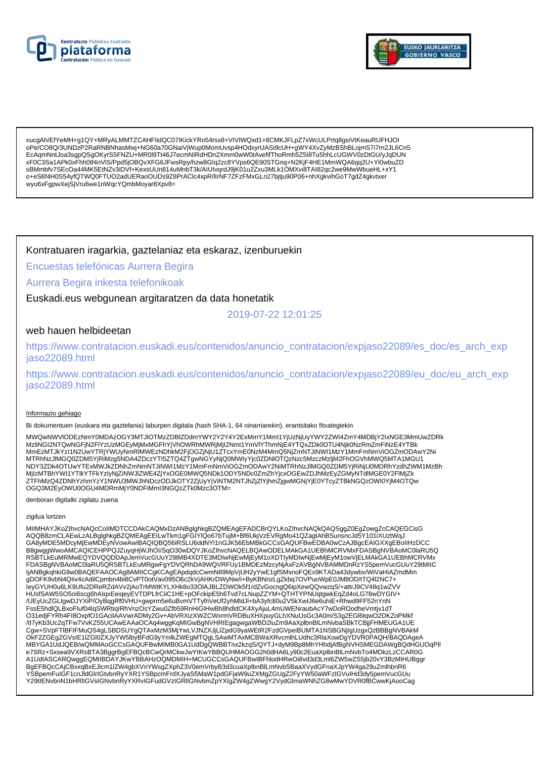xucgAh/EfYeMH+g1QY+MRyALMMTZCAHFIidQC07lKickYRo54rsx8+VIVIWQxd1+8CMKJFLpZ7xWcULPrtq8gsiVtKeauRUFHJOI
oPe/CO8Q/3UNDzP2RaRNBNhasMwj+NG60a70GNaiVjWup0MomUvsp4HOdxyrUASi9cUH+gWY4XvZyMzBShBLojmS7i7rn2JL6Cn5
EcAqmNntJoa3sgpQSgOKyrS5FNZU+MR0l9Tt46J7ecmNIRdHDn2Xmm0wW0tAvefifThoRmh5Z5I8Tu5hhLcUGWV0zDtGU/yJqDUN
xF0C3Sa1APk0xFhh0tf4nVIS/Ppd5jOBQvXFG6JFwsRpy/hzw8Glq2zc8YVps6QE90STGnq+N2KjF4HE1MmWQA6qq2U+Yi0wbuZD
sBMmbfv7SEcOa44MK5EtNZv3iDVf+KexsUUn814uMnbT3k/AIUlvqrdJ9jK01u2Zxu3MLk1OMXvi8TAI82qc2we9MwWbueHL+xY1
o+eS6f4H0S54yfQTWQ0FTUO2adUERaoOUDs9Z8PrACIc4xpR/lIrNF7ZFzFMxGLn27bjtju90P06+nhXgkvihGoT7gdZ4gkvtxer
wyu6xFgpwXejSjVru6we1nWqcYQmbMoyar8Xpv8=

Kontratuaren iragarkia, gaztelaniaz eta eskaraz, izenburuekin

Encuestas telefónicas Aurrera Begira

Aurrera Begira inkesta telefonikoak

Euskadi.eus webgunean argitaratzen da data honetatik

2019-07-22 12:01:25

web hauen helbideetan

https://www.contratacion.euskadi.eus/contenidos/anuncio_contratacion/expjaso22089/es_doc/es_arch_expjaso22089.html

https://www.contratacion.euskadi.eus/contenidos/anuncio_contratacion/expjaso22089/eu_doc/eu_arch_expjaso22089.html

Informazio gehiago

Bi dokumentuen (euskara eta gaztelania) laburpen digitala (hash SHA-1, 64 oinarriarekin), erantsitako fitxategiekin

MWQwNWVlODEzNmY0MDAzOGY3MTJlOTMzZDBlZDdmYWY2Y2Y4Y2ExMmY1MmI1YjUzNjUyYWY2ZWI4ZmY4MDBjY2IxNGE3MmUwZDRk
MzliNGI2NTQwNGFjN2FlYzUzMGEyMjMxMGFhYjVhOWRhMWRjMjI2NmI1YmVlYThmNjE4YTQxZDk0OTU4Njk0NzRmZmFiNzE4YTBk
MmEzMTJkYzI1N2UwYTRjYWUyNmRlMWEzNDhkM2FjOGZjNjU1ZTcxYmE0NzM4MmQ5NjZmNTJiNWI1MzY1MmFmNmViOGZmODAwY2Ni
MTRhNzJlMGQ0ZDM5YjRiMzg5NDA4ZDczYTI5ZTQ4ZTgwNGYyNjQ0MWIyYjc0ZDNlOTQzNzc5MzczMzljM2FhOGVhMWQ5MTA1MGU1
NDY3ZDk4OTUwYTExMWJkZDNhZmNmNTJiNWI1MzY1MmFmNmViOGZmODAwY2NiMTRhNzJlMGQ0ZDM5YjRiNjU0MDRhYzdhZWM1MzBh
MjIzMTBhYWI1YTlkYTFkYzIyNjZiNWJlZWE4ZjYxOGE0MWQ5NDk1ODY5NDc0ZmZhYjcxOGEwZDJhMzEyZGMyNTdlMGE0Y2FlMjZk
ZTFhMzQ4ZDNhYzhmYzY1NWU3MWJhNDczODJkOTY2ZjUyYjViNTM2NTJhZjZlYjhmZjgwMGNjYjE0YTcyZTBkNGQzOWI0YjM4OTQw
OGQ3M2EyOWU0OGU4MDRmMjY0NDFiMmI3NGQzZTk0Mzc3OTM=

denboran digitalki zigilatu zuena

zigilua lortzen

MIIMHAYJKoZIhvcNAQcCoIIMDTCCDAkCAQMxDzANBglghkgBZQMEAgEFADCBrQYLKoZIhvcNAQkQAQSggZ0EgZowgZcCAQEGCisG
AQQB8zmCLAEwLzALBglghkgBZQMEAgEEILwTkm1gFGIYlQo67bTujM+Bf6UkjVzEVRgMo41QZagtAhBSunsncJd5Y101iXUztWqJ
GA8yMDE5MDcyMjEwMDEyNVowAwIBAQIQBQ56iRSLU6ddNYl1nGJK56EbMBkGCCsGAQUFBwEDBA0wCzAJBgcEAIGXXgEBoIIHzDCC
B8gwggWwoAMCAQICEHPPQJZuyqHjWJhOI/SqO30wDQYJKoZIhvcNAQELBQAwODELMAkGA1UEBhMCRVMxFDASBgNVBAoMC0laRU5Q
RSBTLkEuMRMwEQYDVQQDDApJemVucGUuY29tMB4XDTE3MDIwNjEwMjEyM1oXDTIyMDIwNjEwMjEyM1owVjELMAkGA1UEBhMCRVMx
FDASBgNVBAoMC0laRU5QRSBTLkEuMRgwFgYDVQRhDA9WQVRFUy1BMDEzMzcyNjAxFzAVBgNVBAMMDnRzYS5pemVucGUuY29tMIIC
IjANBgkqhkiG9w0BAQEFAAOCAg8AMIICCgKCAgEApdqdcCwmN89MpVjUH2yYwE1gfSMsnoFQEx9KTADa43dywbx/WiVaHIAZmdMm
gDOFK9vbN4QIiv4cAdilCpmbn4bi8CvPT0otVav095O6c2kVjAHKrDWyNw/i+ByKBNnzLgZkbq7OVPuoWpE0JM8OD/tTQ4l2NC7+
IeyGYUH0u6LK9Ufu2DReRZdAVv2jAoTrMWtKYLXHk8o33OIAJBLZDWOk5f1rdZvGocngQ6ipXewQQvwzqS/+attrJ9CV48q1wZVV
HUsfSAW5SO5oi6scg6hAlqxEeiqeyEVTDPLfrCiiC1HE+pOFckipE5h6Tvd7cLNupZZYM+QTHTYPNUqtgwkEqZd4oLG78wDYGIV+
/UEyUcZGLIgwDJYXiP/OyBqgRf0VHU+gwprm5e6uBvmVTTylhVeUf2yhMldJl+bA3yfc80u2V5kXwIJ6e6uhiE+Rhwd9FF52nYnN
FssE5hdlQLBxoFIuf04lqSWRtiqlRhVnzOsYZwu0Zfb59RnHiGIHwBh8hdldCK4XyAjuL4mUWENraubAcY7wDoROodheVmtjv1dT
O31edjFYRh4FI8OxpfO1GAcilAAVwrADMy2Gv+AbVRXizXWZCWxrmVRDBuXHXpuyGLhXNuUsGc3A0m/S3g2EGl6tqwO2DKZoPMkf
/tI7yKb3Uc2qTFw7VvKZ55UCAwEAAaOCAq4wggKqMIGwBgNVHRIEgagwgaWBD2luZm9AaXplbnBlLmNvbaSBkTCBjjFHMEUGA1UE
Cgw+SVpFTlBFIFMuQS4gLSBDSUYgQTAxMzM3MjYwLVJNZXJjLlZpdG9yaWEtR2FzdGVpeiBUMTA1NSBGNjIgUzgxQzBBBgNVBAkM
OkF2ZGEgZGVsIE1lZGl0ZXJyYW5lbyBFdG9yYmlkZWEgMTQgLSAwMTAxMCBWaXRvcmlhLUdhc3RlaXowDgYDVR0PAQH/BAQDAgeA
MBYGA1UdJQEB/wQMMAoGCCsGAQUFBwMIMB0GA1UdDgQWBBTnx2kzqS/QYTJ+dyM9Bp8MhYHhdjAfBgNVHSMEGDAWgBQdHGUOqPlI
e7SRz+Sxsea9VXRsBTA3BggrBgEFBQcBCwQrMCkwJwYIKwYBBQUHMAOGG2h0dHA6Ly90c2EuaXplbnBlLmNvbTo4MDkzLzCCAR0G
A1UdIASCARQwggEQMIIBDAYJKwYBBAHzOQMDMIH+MCUGCCsGAQUFBwIBFhlodHRwOi8vd3d3Lml6ZW5wZS5jb20vY3BzMIHUBggr
BgEFBQcCAjCBxxqBxEJlcm1lZW4gbXVnYWsgZXphZ3V0emVrbyB3d3cuaXplbnBlLmNvbSBaaXVydGFnaXJpYW4ga29uZmlhbnR6
YSBpemFuIGF1cnJldGlrIGtvbnRyYXR1YSBpcmFrdXJyaS5MaW1pdGFjaW9uZXMgZGUgZ2FyYW50aWFzIGVuIHd3dy5pemVucGUu
Y29tIENvbnN1bHRlIGVsIGNvbnRyYXRvIGFudGVzIGRlIGNvbmZpYXIgZW4gZWwgY2VydGlmaWNhZG8wMwYDVR0fBCwwKjAooCag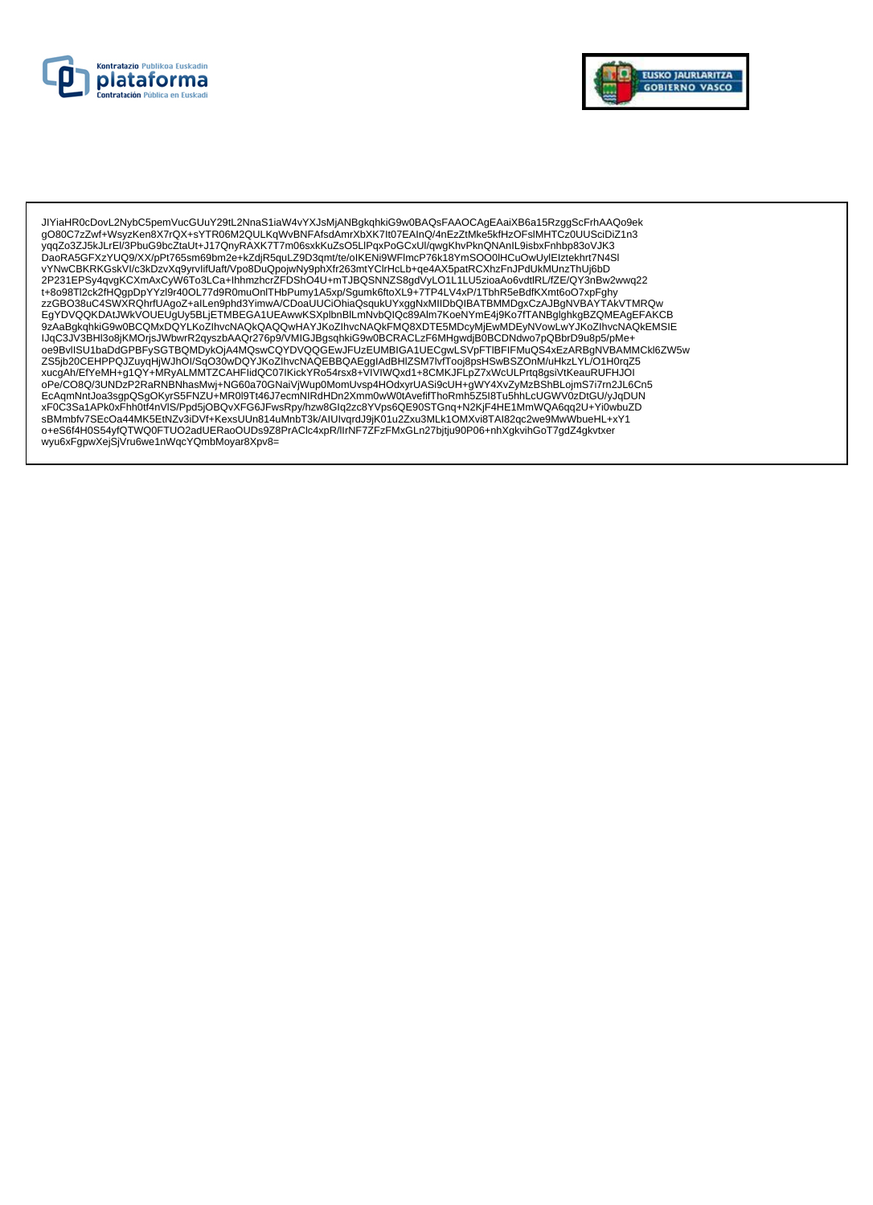JIYiaHR0cDovL2NybC5pemVucGUuY29tL2NnaS1iaW4vYXJsMjANBgkqhkiG9w0BAQsFAAOCAgEAaiXB6a15RzggScFrhAAQo9ek
gO80C7zZwf+WsyzKen8X7rQX+sYTR06M2QULKqWvBNFAfsdAmrXbXK7lt07EAInQ/4nEzZtMke5kfHzOFslMHTCz0UUSciDiZ1n3
yqqZo3ZJ5kJLrEl/3PbuG9bcZtaUt+J17QnyRAXK7T7m06sxkKuZsO5LlPqxPoGCxUl/qwgKhvPknQNAnIL9isbxFnhbp83oVJK3
DaoRA5GFXzYUQ9/XX/pPt765sm69bm2e+kZdjR5quLZ9D3qmt/te/oIKENi9WFlmcP76k18YmSOO0lHCuOwUylEIztekhrt7N4Sl
vYNwCBKRKGskVI/c3kDzvXq9yrvIifUaft/Vpo8DuQpojwNy9phXfr263mtYClrHcLb+qe4AX5patRCXhzFnJPdUkMUnzThUj6bD
2P231EPSy4qvgKCXmAxCyW6To3LCa+IhhmzhcrZFDShO4U+mTJBQSNNZS8gdVyLO1L1LU5zioaAo6vdtlRL/fZE/QY3nBw2wwq22
t+8o98Tl2ck2fHQgpDpYYzl9r40OL77d9R0muOnlTHbPumy1A5xp/Sgumk6ftoXL9+7TP4LV4xP/1TbhR5eBdfKXmt6oO7xpFghy
zzGBO38uC4SWXRQhrfUAgoZ+aILen9phd3YimwA/CDoaUUCiOhiaQsqukUYxggNxMIIDbQIBATBMMDgxCzAJBgNVBAYTAkVTMRQw
EgYDVQQKDAtJWkVOUEUgUy5BLjETMBEGA1UEAwwKSXplbnBlLmNvbQIQc89Alm7KoeNYmE4j9Ko7fTANBglghkgBZQMEAgEFAKCB
9zAaBgkqhkiG9w0BCQMxDQYLKoZIhvcNAQkQAQQwHAYJKoZIhvcNAQkFMQ8XDTE5MDcyMjEwMDEyNVowLwYJKoZIhvcNAQkEMSIE
IJqC3JV3BHl3o8jKMOrjsJWbwrR2qyszbAAQr276p9/VMIGJBgsqhkiG9w0BCRACLzF6MHgwdjB0BCDNdwo7pQBbrD9u8p5/pMe+
oe9BvlISU1baDdGPBFySGTBQMDykOjA4MQswCQYDVQQGEwJFUzEUMBIGA1UECgwLSVpFTlBFIFMuQS4xEzARBgNVBAMMCkl6ZW5w
ZS5jb20CEHPPQJZuyqHjWJhOI/SqO30wDQYJKoZIhvcNAQEBBQAEggIAdBHlZSM7lvfTooj8psHSwBSZOnM/uHkzLYL/O1H0rqZ5
xucgAh/EfYeMH+g1QY+MRyALMMTZCAHFlidQC07IKickYRo54rsx8+VIVIWQxd1+8CMKJFLpZ7xWcULPrtq8gsiVtKeauRUFHJOI
oPe/CO8Q/3UNDzP2RaRNBNhasMwj+NG60a70GNaiVjWup0MomUvsp4HOdxyrUASi9cUH+gWY4XvZyMzBShBLojmS7i7rn2JL6Cn5
EcAqmNntJoa3sgpQSgOKyrS5FNZU+MR0l9Tt46J7ecmNIRdHDn2Xmm0wW0tAvefifThoRmh5Z5I8Tu5hhLcUGWV0zDtGU/yJqDUN
xF0C3Sa1APk0xFhh0tf4nVlS/Ppd5jOBQvXFG6JFwsRpy/hzw8Glq2zc8YVps6QE90STGnq+N2KjF4HE1MmWQA6qq2U+Yi0wbuZD
sBMmbfv7SEcOa44MK5EtNZv3iDVf+KexsUUn814uMnbT3k/AIUlvqrdJ9jK01u2Zxu3MLk1OMXvi8TAI82qc2we9MwWbueHL+xY1
o+eS6f4H0S54yfQTWQ0FTUO2adUERaoOUDs9Z8PrACIc4xpR/lIrNF7ZFzFMxGLn27bjtju90P06+nhXgkvihGoT7gdZ4gkvtxer
wyu6xFgpwXejSjVru6we1nWqcYQmbMoyar8Xpv8=